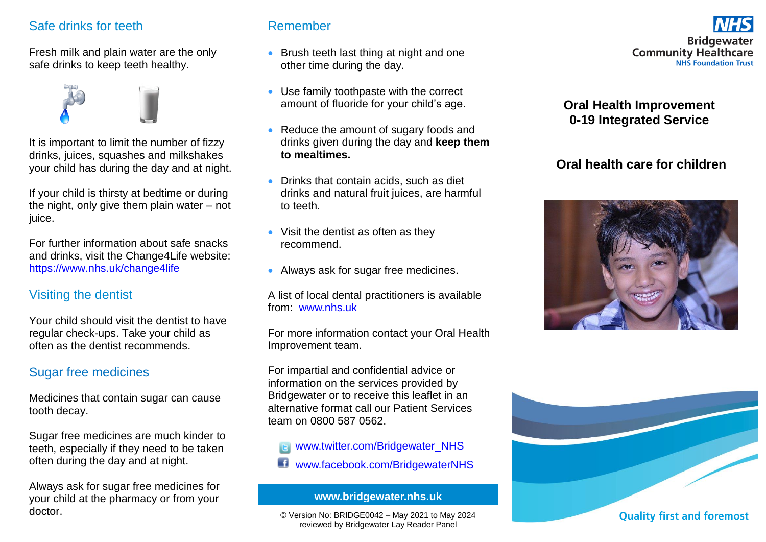## Safe drinks for teeth

Fresh milk and plain water are the only safe drinks to keep teeth healthy.

It is important to limit the number of fizzy drinks, juices, squashes and milkshakes your child has during the day and at night.

If your child is thirsty at bedtime or during the night, only give them plain water – not juice.

For further information about safe snacks and drinks, visit the Change4Life website: https://www.nhs.uk/change4life

## Visiting the dentist

Your child should visit the dentist to have regular check-ups. Take your child as often as the dentist recommends.

## Sugar free medicines

Medicines that contain sugar can cause tooth decay.

Sugar free medicines are much kinder to teeth, especially if they need to be taken often during the day and at night.

Always ask for sugar free medicines for your child at the pharmacy or from your doctor.

## Remember

- Brush teeth last thing at night and one other time during the day.
- Use family toothpaste with the correct amount of fluoride for your child's age.
- Reduce the amount of sugary foods and drinks given during the day and **keep them to mealtimes.**
- Drinks that contain acids, such as diet drinks and natural fruit juices, are harmful to teeth.
- Visit the dentist as often as they recommend.
- Always ask for sugar free medicines.

A list of local dental practitioners is available from: www.nhs.uk

For more information contact your Oral Health Improvement team.

For impartial and confidential advice or information on the services provided by Bridgewater or to receive this leaflet in an alternative format call our Patient Services team on 0800 587 0562.

www.twitter.com/Bridgewater_NHS

www.facebook.com/BridgewaterNHS

**www.bridgewater.nhs.uk**

© Version No: BRIDGE0042 – May 2021 to May 2024 reviewed by Bridgewater Lay Reader Panel

NHS Bridgewater Community Healthcare NHS Foundation Trust

# Oral Health Improvement 0-19 Integrated Service

# Oral health care for children

Quality first and foremost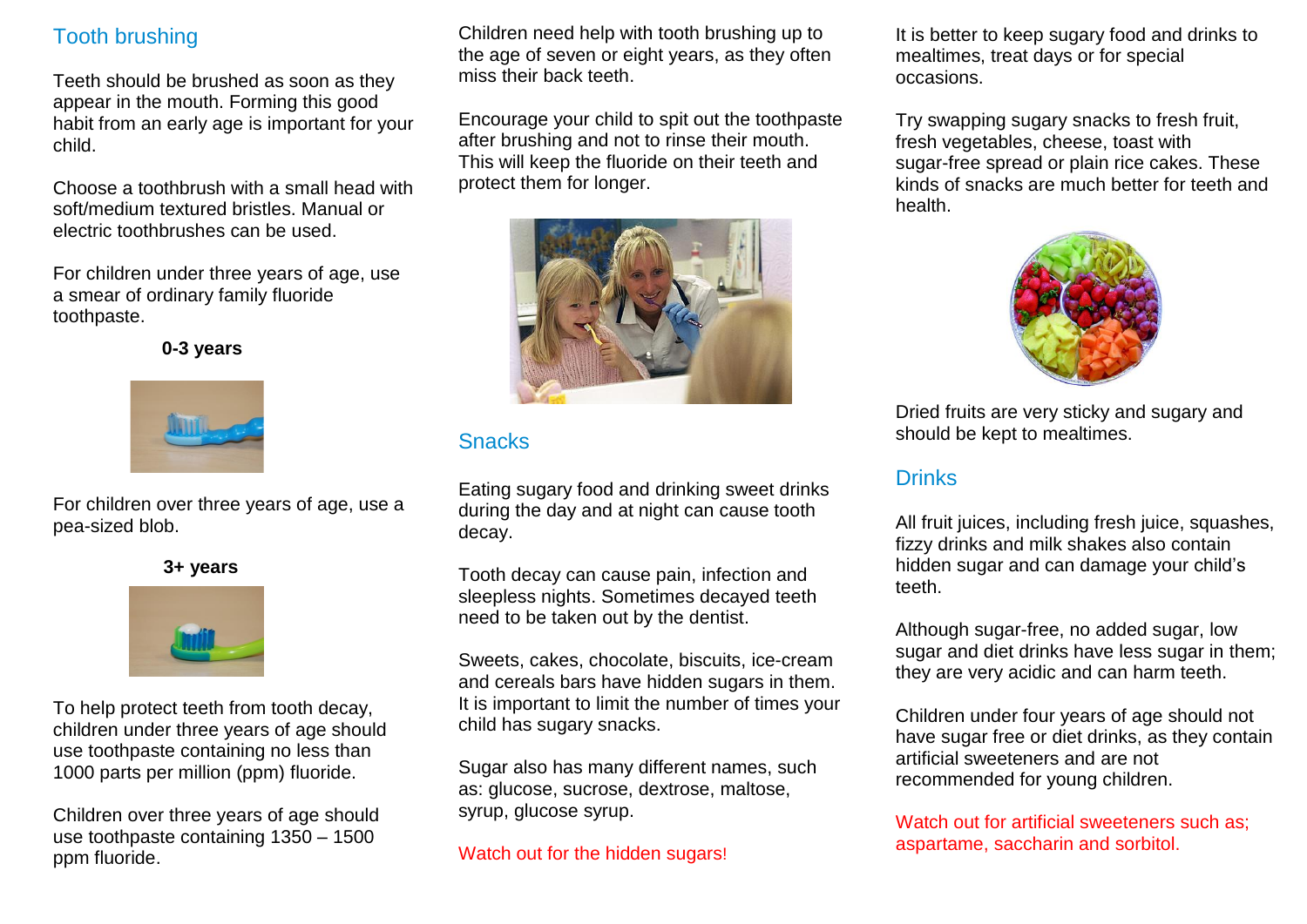## Tooth brushing

Teeth should be brushed as soon as they appear in the mouth. Forming this good habit from an early age is important for your child.

Choose a toothbrush with a small head with soft/medium textured bristles. Manual or electric toothbrushes can be used.

For children under three years of age, use a smear of ordinary family fluoride toothpaste.

**0-3 years**

For children over three years of age, use a pea-sized blob.

**3+ years**

To help protect teeth from tooth decay, children under three years of age should use toothpaste containing no less than 1000 parts per million (ppm) fluoride.

Children over three years of age should use toothpaste containing 1350 – 1500 ppm fluoride.

Children need help with tooth brushing up to the age of seven or eight years, as they often miss their back teeth.

Encourage your child to spit out the toothpaste after brushing and not to rinse their mouth. This will keep the fluoride on their teeth and protect them for longer.

## Snacks

Eating sugary food and drinking sweet drinks during the day and at night can cause tooth decay.

Tooth decay can cause pain, infection and sleepless nights. Sometimes decayed teeth need to be taken out by the dentist.

Sweets, cakes, chocolate, biscuits, ice-cream and cereals bars have hidden sugars in them. It is important to limit the number of times your child has sugary snacks.

Sugar also has many different names, such as: glucose, sucrose, dextrose, maltose, syrup, glucose syrup.

Watch out for the hidden sugars!

It is better to keep sugary food and drinks to mealtimes, treat days or for special occasions.

Try swapping sugary snacks to fresh fruit, fresh vegetables, cheese, toast with sugar-free spread or plain rice cakes. These kinds of snacks are much better for teeth and health.

Dried fruits are very sticky and sugary and should be kept to mealtimes.

## Drinks

All fruit juices, including fresh juice, squashes, fizzy drinks and milk shakes also contain hidden sugar and can damage your child's teeth.

Although sugar-free, no added sugar, low sugar and diet drinks have less sugar in them; they are very acidic and can harm teeth.

Children under four years of age should not have sugar free or diet drinks, as they contain artificial sweeteners and are not recommended for young children.

Watch out for artificial sweeteners such as; aspartame, saccharin and sorbitol.